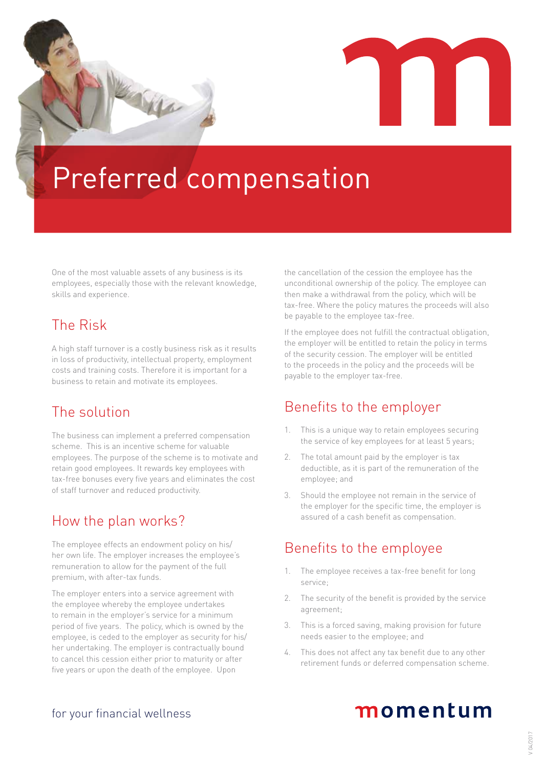# Preferred compensation

One of the most valuable assets of any business is its employees, especially those with the relevant knowledge, skills and experience.

## The Risk

A high staff turnover is a costly business risk as it results in loss of productivity, intellectual property, employment costs and training costs. Therefore it is important for a business to retain and motivate its employees.

## The solution

The business can implement a preferred compensation scheme. This is an incentive scheme for valuable employees. The purpose of the scheme is to motivate and retain good employees. It rewards key employees with tax-free bonuses every five years and eliminates the cost of staff turnover and reduced productivity.

## How the plan works?

The employee effects an endowment policy on his/her own life. The employer increases the employee's remuneration to allow for the payment of the full premium, with after-tax funds.

The employer enters into a service agreement with the employee whereby the employee undertakes to remain in the employer's service for a minimum period of five years. The policy, which is owned by the employee, is ceded to the employer as security for his/her undertaking. The employer is contractually bound to cancel this cession either prior to maturity or after five years or upon the death of the employee. Upon the cancellation of the cession the employee has the unconditional ownership of the policy. The employee can then make a withdrawal from the policy, which will be tax-free. Where the policy matures the proceeds will also be payable to the employee tax-free.

If the employee does not fulfill the contractual obligation, the employer will be entitled to retain the policy in terms of the security cession. The employer will be entitled to the proceeds in the policy and the proceeds will be payable to the employer tax-free.

## Benefits to the employer

1. This is a unique way to retain employees securing the service of key employees for at least 5 years;
2. The total amount paid by the employer is tax deductible, as it is part of the remuneration of the employee; and
3. Should the employee not remain in the service of the employer for the specific time, the employer is assured of a cash benefit as compensation.

## Benefits to the employee

1. The employee receives a tax-free benefit for long service;
2. The security of the benefit is provided by the service agreement;
3. This is a forced saving, making provision for future needs easier to the employee; and
4. This does not affect any tax benefit due to any other retirement funds or deferred compensation scheme.

for your financial wellness

momentum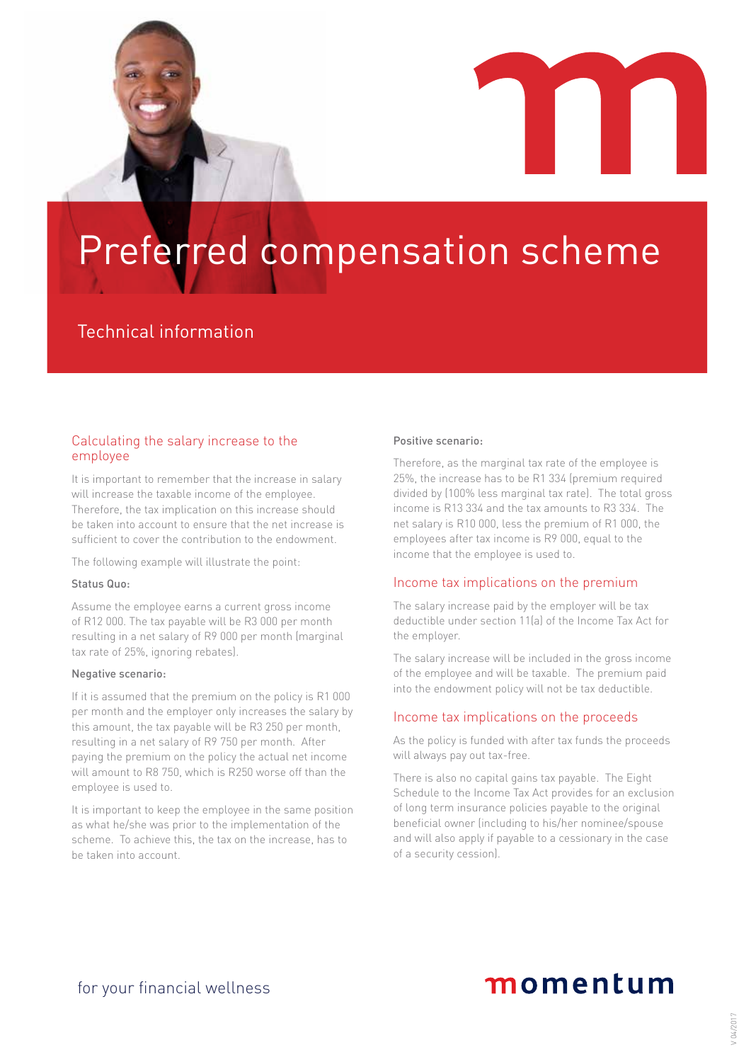# Preferred compensation scheme

## Technical information

### Calculating the salary increase to the employee

It is important to remember that the increase in salary will increase the taxable income of the employee. Therefore, the tax implication on this increase should be taken into account to ensure that the net increase is sufficient to cover the contribution to the endowment.

The following example will illustrate the point:

**Status Quo:**

Assume the employee earns a current gross income of R12 000. The tax payable will be R3 000 per month resulting in a net salary of R9 000 per month (marginal tax rate of 25%, ignoring rebates).

**Negative scenario:**

If it is assumed that the premium on the policy is R1 000 per month and the employer only increases the salary by this amount, the tax payable will be R3 250 per month, resulting in a net salary of R9 750 per month. After paying the premium on the policy the actual net income will amount to R8 750, which is R250 worse off than the employee is used to.

It is important to keep the employee in the same position as what he/she was prior to the implementation of the scheme. To achieve this, the tax on the increase, has to be taken into account.

**Positive scenario:**

Therefore, as the marginal tax rate of the employee is 25%, the increase has to be R1 334 (premium required divided by (100% less marginal tax rate). The total gross income is R13 334 and the tax amounts to R3 334. The net salary is R10 000, less the premium of R1 000, the employees after tax income is R9 000, equal to the income that the employee is used to.

### Income tax implications on the premium

The salary increase paid by the employer will be tax deductible under section 11(a) of the Income Tax Act for the employer.

The salary increase will be included in the gross income of the employee and will be taxable. The premium paid into the endowment policy will not be tax deductible.

### Income tax implications on the proceeds

As the policy is funded with after tax funds the proceeds will always pay out tax-free.

There is also no capital gains tax payable. The Eight Schedule to the Income Tax Act provides for an exclusion of long term insurance policies payable to the original beneficial owner (including to his/her nominee/spouse and will also apply if payable to a cessionary in the case of a security cession).

for your financial wellness

momentum